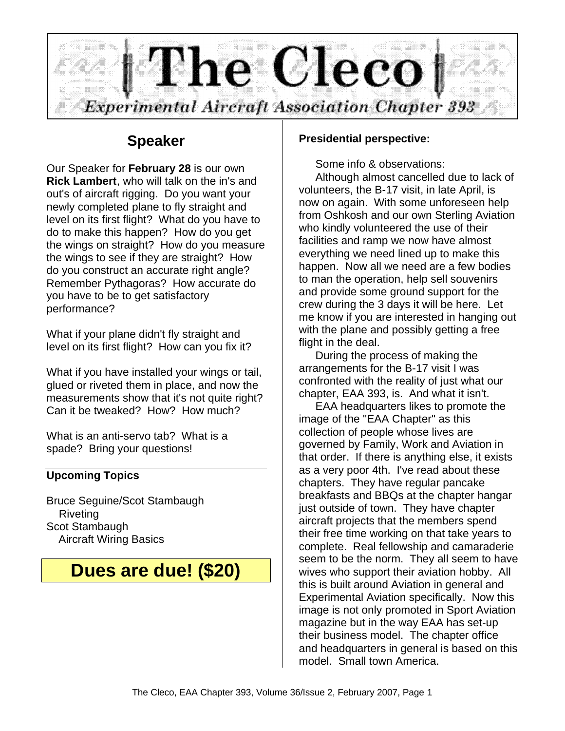# The Cleco

**Experimental Aircraft Association Chapter 393**

## Speaker

Our Speaker for **February 28** is our own **Rick Lambert**, who will talk on the in's and out's of aircraft rigging. Do you want your newly completed plane to fly straight and level on its first flight? What do you have to do to make this happen? How do you get the wings on straight? How do you measure the wings to see if they are straight? How do you construct an accurate right angle? Remember Pythagoras? How accurate do you have to be to get satisfactory performance?

What if your plane didn't fly straight and level on its first flight? How can you fix it?

What if you have installed your wings or tail, glued or riveted them in place, and now the measurements show that it's not quite right? Can it be tweaked? How? How much?

What is an anti-servo tab? What is a spade? Bring your questions!

### Upcoming Topics

Bruce Seguine/Scot Stambaugh
  Riveting
Scot Stambaugh
  Aircraft Wiring Basics

## Dues are due! ($20)

### Presidential perspective:

Some info & observations:

Although almost cancelled due to lack of volunteers, the B-17 visit, in late April, is now on again. With some unforeseen help from Oshkosh and our own Sterling Aviation who kindly volunteered the use of their facilities and ramp we now have almost everything we need lined up to make this happen. Now all we need are a few bodies to man the operation, help sell souvenirs and provide some ground support for the crew during the 3 days it will be here. Let me know if you are interested in hanging out with the plane and possibly getting a free flight in the deal.

During the process of making the arrangements for the B-17 visit I was confronted with the reality of just what our chapter, EAA 393, is. And what it isn't.

EAA headquarters likes to promote the image of the "EAA Chapter" as this collection of people whose lives are governed by Family, Work and Aviation in that order. If there is anything else, it exists as a very poor 4th. I've read about these chapters. They have regular pancake breakfasts and BBQs at the chapter hangar just outside of town. They have chapter aircraft projects that the members spend their free time working on that take years to complete. Real fellowship and camaraderie seem to be the norm. They all seem to have wives who support their aviation hobby. All this is built around Aviation in general and Experimental Aviation specifically. Now this image is not only promoted in Sport Aviation magazine but in the way EAA has set-up their business model. The chapter office and headquarters in general is based on this model. Small town America.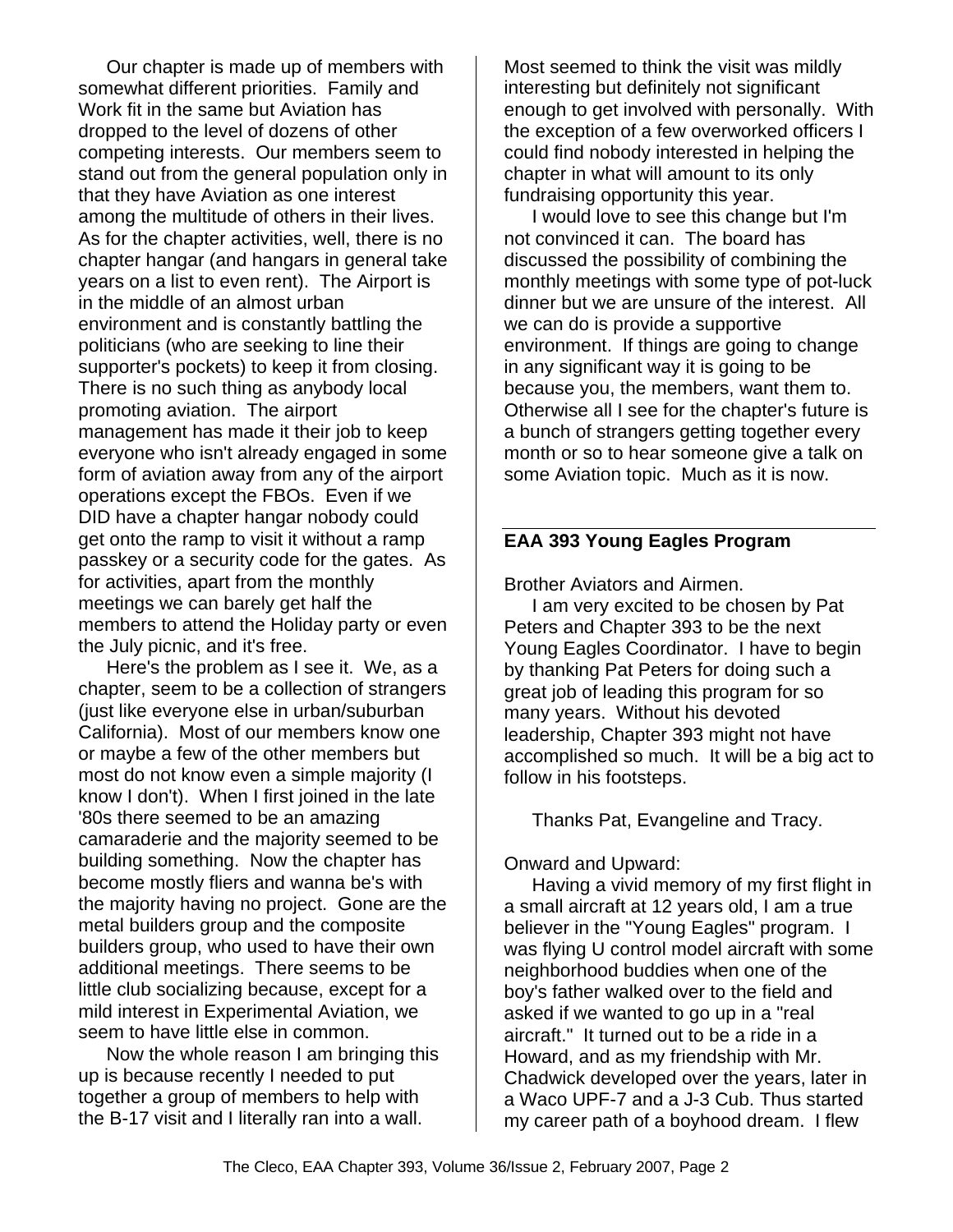Our chapter is made up of members with somewhat different priorities. Family and Work fit in the same but Aviation has dropped to the level of dozens of other competing interests. Our members seem to stand out from the general population only in that they have Aviation as one interest among the multitude of others in their lives. As for the chapter activities, well, there is no chapter hangar (and hangars in general take years on a list to even rent). The Airport is in the middle of an almost urban environment and is constantly battling the politicians (who are seeking to line their supporter's pockets) to keep it from closing. There is no such thing as anybody local promoting aviation. The airport management has made it their job to keep everyone who isn't already engaged in some form of aviation away from any of the airport operations except the FBOs. Even if we DID have a chapter hangar nobody could get onto the ramp to visit it without a ramp passkey or a security code for the gates. As for activities, apart from the monthly meetings we can barely get half the members to attend the Holiday party or even the July picnic, and it's free.

Here's the problem as I see it. We, as a chapter, seem to be a collection of strangers (just like everyone else in urban/suburban California). Most of our members know one or maybe a few of the other members but most do not know even a simple majority (I know I don't). When I first joined in the late '80s there seemed to be an amazing camaraderie and the majority seemed to be building something. Now the chapter has become mostly fliers and wanna be's with the majority having no project. Gone are the metal builders group and the composite builders group, who used to have their own additional meetings. There seems to be little club socializing because, except for a mild interest in Experimental Aviation, we seem to have little else in common.

Now the whole reason I am bringing this up is because recently I needed to put together a group of members to help with the B-17 visit and I literally ran into a wall. Most seemed to think the visit was mildly interesting but definitely not significant enough to get involved with personally. With the exception of a few overworked officers I could find nobody interested in helping the chapter in what will amount to its only fundraising opportunity this year.

I would love to see this change but I'm not convinced it can. The board has discussed the possibility of combining the monthly meetings with some type of pot-luck dinner but we are unsure of the interest. All we can do is provide a supportive environment. If things are going to change in any significant way it is going to be because you, the members, want them to. Otherwise all I see for the chapter's future is a bunch of strangers getting together every month or so to hear someone give a talk on some Aviation topic. Much as it is now.

---

**EAA 393 Young Eagles Program**

Brother Aviators and Airmen.

I am very excited to be chosen by Pat Peters and Chapter 393 to be the next Young Eagles Coordinator. I have to begin by thanking Pat Peters for doing such a great job of leading this program for so many years. Without his devoted leadership, Chapter 393 might not have accomplished so much. It will be a big act to follow in his footsteps.

Thanks Pat, Evangeline and Tracy.

Onward and Upward:

Having a vivid memory of my first flight in a small aircraft at 12 years old, I am a true believer in the "Young Eagles" program. I was flying U control model aircraft with some neighborhood buddies when one of the boy's father walked over to the field and asked if we wanted to go up in a "real aircraft." It turned out to be a ride in a Howard, and as my friendship with Mr. Chadwick developed over the years, later in a Waco UPF-7 and a J-3 Cub. Thus started my career path of a boyhood dream. I flew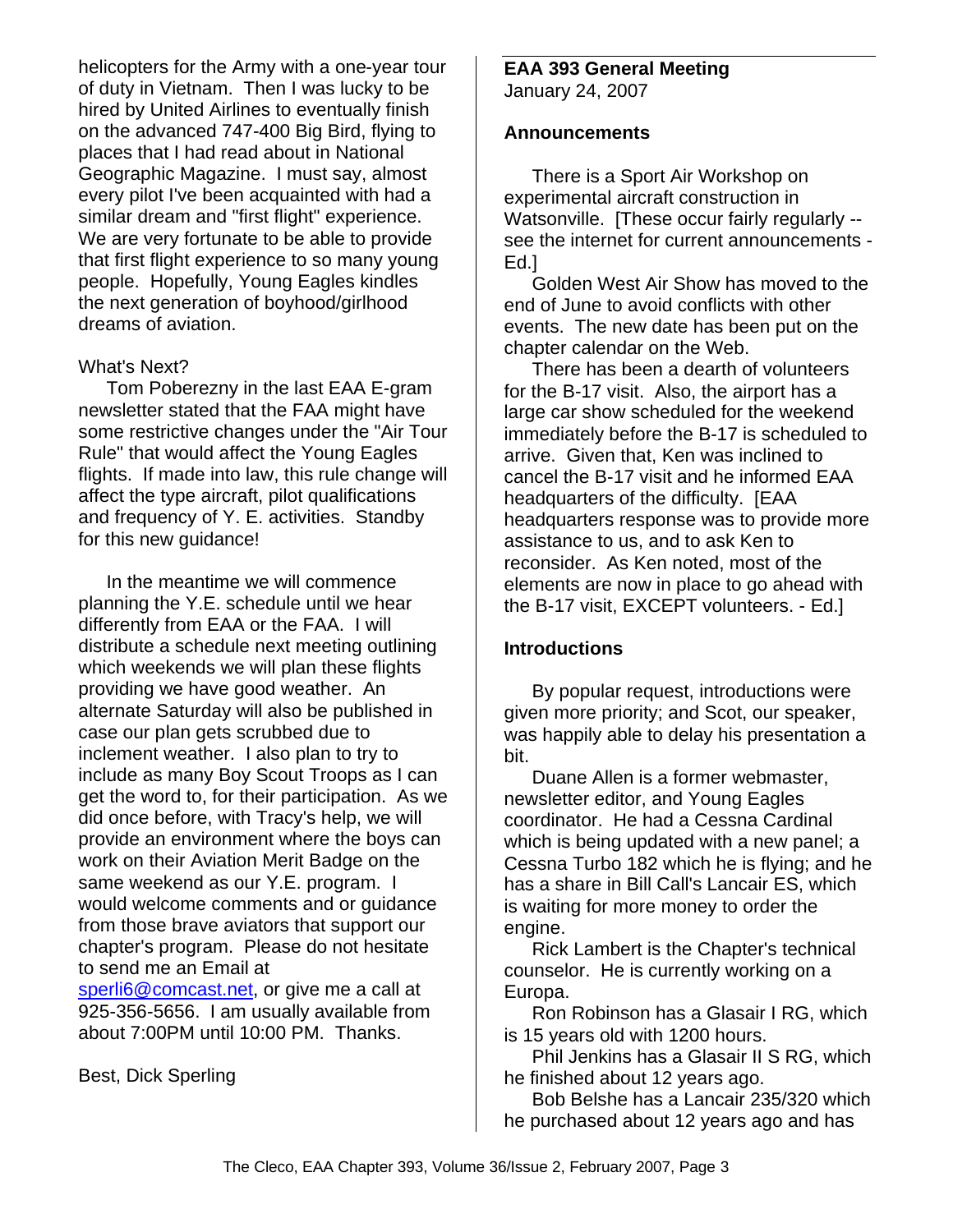helicopters for the Army with a one-year tour of duty in Vietnam. Then I was lucky to be hired by United Airlines to eventually finish on the advanced 747-400 Big Bird, flying to places that I had read about in National Geographic Magazine. I must say, almost every pilot I've been acquainted with had a similar dream and "first flight" experience. We are very fortunate to be able to provide that first flight experience to so many young people. Hopefully, Young Eagles kindles the next generation of boyhood/girlhood dreams of aviation.

What's Next?

Tom Poberezny in the last EAA E-gram newsletter stated that the FAA might have some restrictive changes under the "Air Tour Rule" that would affect the Young Eagles flights. If made into law, this rule change will affect the type aircraft, pilot qualifications and frequency of Y. E. activities. Standby for this new guidance!

In the meantime we will commence planning the Y.E. schedule until we hear differently from EAA or the FAA. I will distribute a schedule next meeting outlining which weekends we will plan these flights providing we have good weather. An alternate Saturday will also be published in case our plan gets scrubbed due to inclement weather. I also plan to try to include as many Boy Scout Troops as I can get the word to, for their participation. As we did once before, with Tracy's help, we will provide an environment where the boys can work on their Aviation Merit Badge on the same weekend as our Y.E. program. I would welcome comments and or guidance from those brave aviators that support our chapter's program. Please do not hesitate to send me an Email at sperli6@comcast.net, or give me a call at 925-356-5656. I am usually available from about 7:00PM until 10:00 PM. Thanks.

Best, Dick Sperling

**EAA 393 General Meeting**
January 24, 2007

**Announcements**

There is a Sport Air Workshop on experimental aircraft construction in Watsonville. [These occur fairly regularly -- see the internet for current announcements - Ed.]

Golden West Air Show has moved to the end of June to avoid conflicts with other events. The new date has been put on the chapter calendar on the Web.

There has been a dearth of volunteers for the B-17 visit. Also, the airport has a large car show scheduled for the weekend immediately before the B-17 is scheduled to arrive. Given that, Ken was inclined to cancel the B-17 visit and he informed EAA headquarters of the difficulty. [EAA headquarters response was to provide more assistance to us, and to ask Ken to reconsider. As Ken noted, most of the elements are now in place to go ahead with the B-17 visit, EXCEPT volunteers. - Ed.]

**Introductions**

By popular request, introductions were given more priority; and Scot, our speaker, was happily able to delay his presentation a bit.

Duane Allen is a former webmaster, newsletter editor, and Young Eagles coordinator. He had a Cessna Cardinal which is being updated with a new panel; a Cessna Turbo 182 which he is flying; and he has a share in Bill Call's Lancair ES, which is waiting for more money to order the engine.

Rick Lambert is the Chapter's technical counselor. He is currently working on a Europa.

Ron Robinson has a Glasair I RG, which is 15 years old with 1200 hours.

Phil Jenkins has a Glasair II S RG, which he finished about 12 years ago.

Bob Belshe has a Lancair 235/320 which he purchased about 12 years ago and has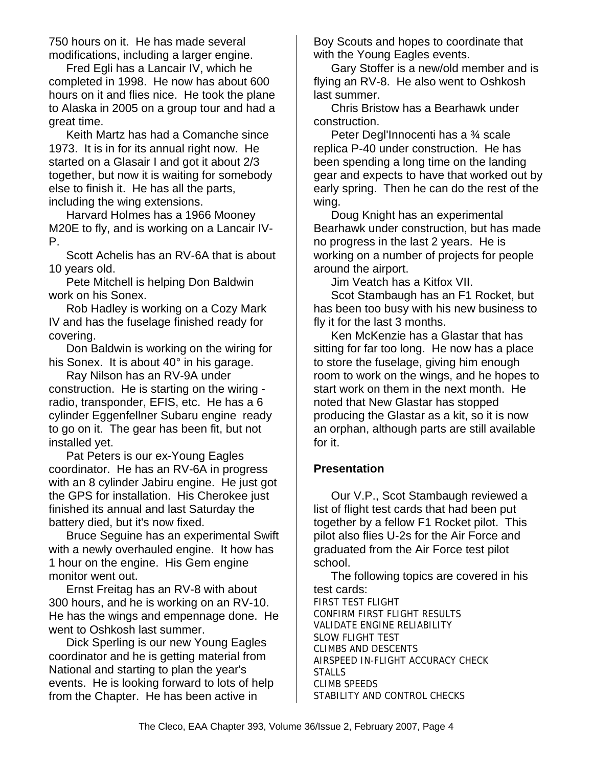750 hours on it. He has made several modifications, including a larger engine.

Fred Egli has a Lancair IV, which he completed in 1998. He now has about 600 hours on it and flies nice. He took the plane to Alaska in 2005 on a group tour and had a great time.

Keith Martz has had a Comanche since 1973. It is in for its annual right now. He started on a Glasair I and got it about 2/3 together, but now it is waiting for somebody else to finish it. He has all the parts, including the wing extensions.

Harvard Holmes has a 1966 Mooney M20E to fly, and is working on a Lancair IV-P.

Scott Achelis has an RV-6A that is about 10 years old.

Pete Mitchell is helping Don Baldwin work on his Sonex.

Rob Hadley is working on a Cozy Mark IV and has the fuselage finished ready for covering.

Don Baldwin is working on the wiring for his Sonex. It is about 40° in his garage.

Ray Nilson has an RV-9A under construction. He is starting on the wiring - radio, transponder, EFIS, etc. He has a 6 cylinder Eggenfellner Subaru engine ready to go on it. The gear has been fit, but not installed yet.

Pat Peters is our ex-Young Eagles coordinator. He has an RV-6A in progress with an 8 cylinder Jabiru engine. He just got the GPS for installation. His Cherokee just finished its annual and last Saturday the battery died, but it's now fixed.

Bruce Seguine has an experimental Swift with a newly overhauled engine. It how has 1 hour on the engine. His Gem engine monitor went out.

Ernst Freitag has an RV-8 with about 300 hours, and he is working on an RV-10. He has the wings and empennage done. He went to Oshkosh last summer.

Dick Sperling is our new Young Eagles coordinator and he is getting material from National and starting to plan the year's events. He is looking forward to lots of help from the Chapter. He has been active in Boy Scouts and hopes to coordinate that with the Young Eagles events.

Gary Stoffer is a new/old member and is flying an RV-8. He also went to Oshkosh last summer.

Chris Bristow has a Bearhawk under construction.

Peter Degl'Innocenti has a ¾ scale replica P-40 under construction. He has been spending a long time on the landing gear and expects to have that worked out by early spring. Then he can do the rest of the wing.

Doug Knight has an experimental Bearhawk under construction, but has made no progress in the last 2 years. He is working on a number of projects for people around the airport.

Jim Veatch has a Kitfox VII.

Scot Stambaugh has an F1 Rocket, but has been too busy with his new business to fly it for the last 3 months.

Ken McKenzie has a Glastar that has sitting for far too long. He now has a place to store the fuselage, giving him enough room to work on the wings, and he hopes to start work on them in the next month. He noted that New Glastar has stopped producing the Glastar as a kit, so it is now an orphan, although parts are still available for it.

## Presentation

Our V.P., Scot Stambaugh reviewed a list of flight test cards that had been put together by a fellow F1 Rocket pilot. This pilot also flies U-2s for the Air Force and graduated from the Air Force test pilot school.

The following topics are covered in his test cards:

FIRST TEST FLIGHT
CONFIRM FIRST FLIGHT RESULTS
VALIDATE ENGINE RELIABILITY
SLOW FLIGHT TEST
CLIMBS AND DESCENTS
AIRSPEED IN-FLIGHT ACCURACY CHECK
STALLS
CLIMB SPEEDS
STABILITY AND CONTROL CHECKS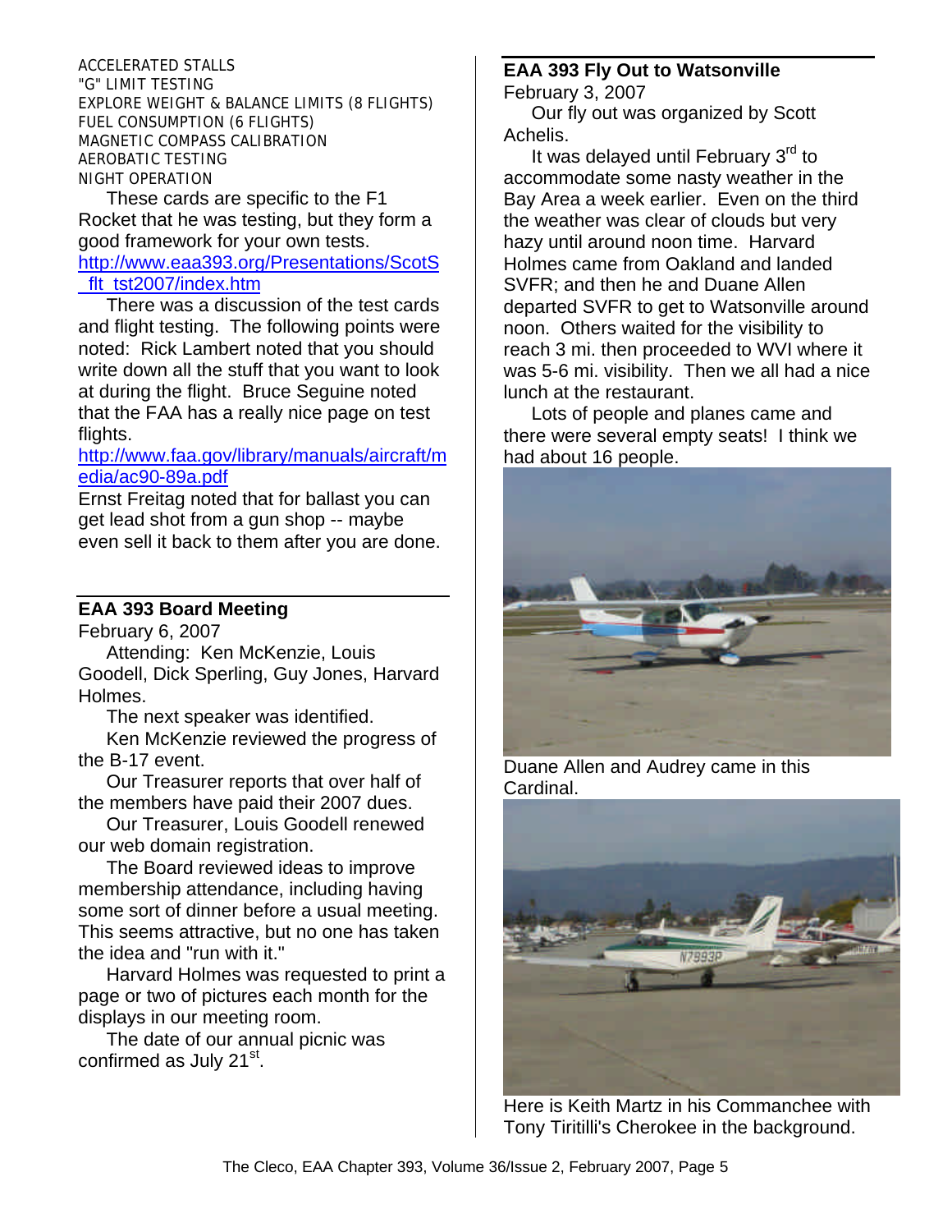ACCELERATED STALLS
"G" LIMIT TESTING
EXPLORE WEIGHT & BALANCE LIMITS (8 FLIGHTS)
FUEL CONSUMPTION (6 FLIGHTS)
MAGNETIC COMPASS CALIBRATION
AEROBATIC TESTING
NIGHT OPERATION

These cards are specific to the F1 Rocket that he was testing, but they form a good framework for your own tests.
http://www.eaa393.org/Presentations/ScotS_flt_tst2007/index.htm

There was a discussion of the test cards and flight testing. The following points were noted: Rick Lambert noted that you should write down all the stuff that you want to look at during the flight. Bruce Seguine noted that the FAA has a really nice page on test flights.
http://www.faa.gov/library/manuals/aircraft/media/ac90-89a.pdf
Ernst Freitag noted that for ballast you can get lead shot from a gun shop -- maybe even sell it back to them after you are done.

## EAA 393 Board Meeting

February 6, 2007

Attending: Ken McKenzie, Louis Goodell, Dick Sperling, Guy Jones, Harvard Holmes.

The next speaker was identified.

Ken McKenzie reviewed the progress of the B-17 event.

Our Treasurer reports that over half of the members have paid their 2007 dues.

Our Treasurer, Louis Goodell renewed our web domain registration.

The Board reviewed ideas to improve membership attendance, including having some sort of dinner before a usual meeting. This seems attractive, but no one has taken the idea and "run with it."

Harvard Holmes was requested to print a page or two of pictures each month for the displays in our meeting room.

The date of our annual picnic was confirmed as July 21st.

## EAA 393 Fly Out to Watsonville

February 3, 2007

Our fly out was organized by Scott Achelis.

It was delayed until February 3rd to accommodate some nasty weather in the Bay Area a week earlier. Even on the third the weather was clear of clouds but very hazy until around noon time. Harvard Holmes came from Oakland and landed SVFR; and then he and Duane Allen departed SVFR to get to Watsonville around noon. Others waited for the visibility to reach 3 mi. then proceeded to WVI where it was 5-6 mi. visibility. Then we all had a nice lunch at the restaurant.

Lots of people and planes came and there were several empty seats! I think we had about 16 people.

Duane Allen and Audrey came in this Cardinal.

Here is Keith Martz in his Commanchee with Tony Tiritilli's Cherokee in the background.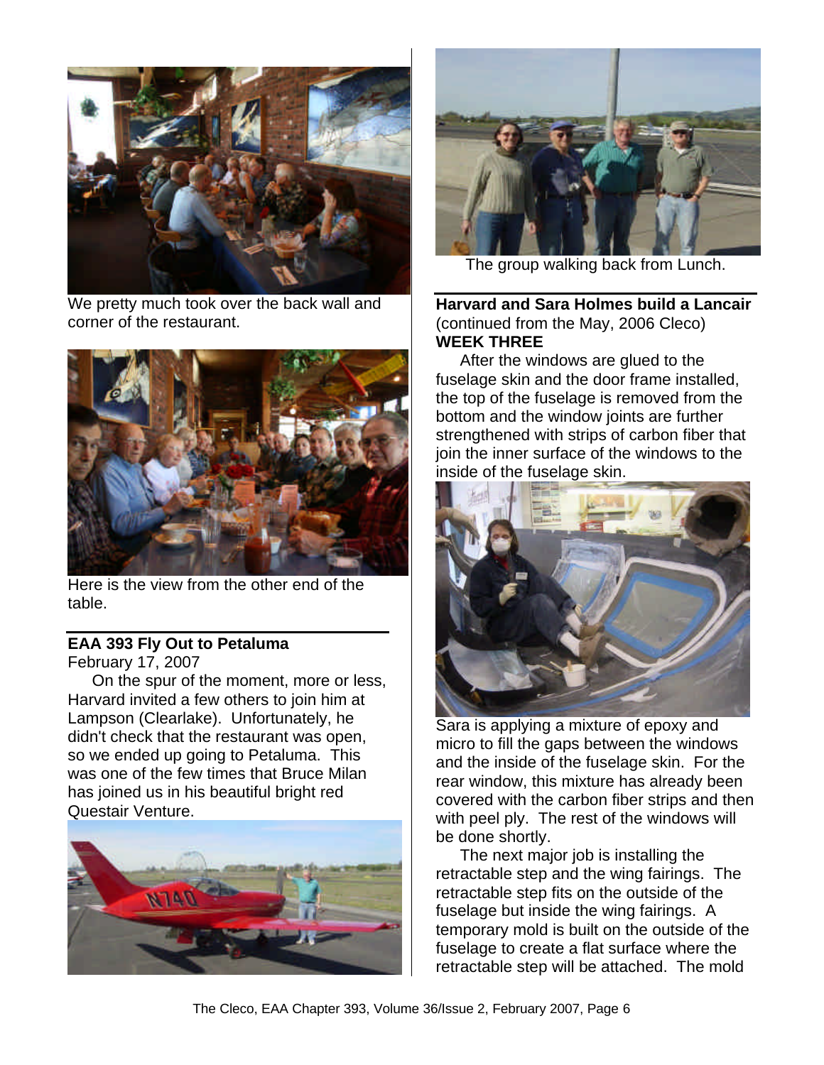We pretty much took over the back wall and corner of the restaurant.

Here is the view from the other end of the table.

## EAA 393 Fly Out to Petaluma

February 17, 2007

On the spur of the moment, more or less, Harvard invited a few others to join him at Lampson (Clearlake). Unfortunately, he didn't check that the restaurant was open, so we ended up going to Petaluma. This was one of the few times that Bruce Milan has joined us in his beautiful bright red Questair Venture.

The group walking back from Lunch.

## Harvard and Sara Holmes build a Lancair

(continued from the May, 2006 Cleco)

**WEEK THREE**

After the windows are glued to the fuselage skin and the door frame installed, the top of the fuselage is removed from the bottom and the window joints are further strengthened with strips of carbon fiber that join the inner surface of the windows to the inside of the fuselage skin.

Sara is applying a mixture of epoxy and micro to fill the gaps between the windows and the inside of the fuselage skin. For the rear window, this mixture has already been covered with the carbon fiber strips and then with peel ply. The rest of the windows will be done shortly.

The next major job is installing the retractable step and the wing fairings. The retractable step fits on the outside of the fuselage but inside the wing fairings. A temporary mold is built on the outside of the fuselage to create a flat surface where the retractable step will be attached. The mold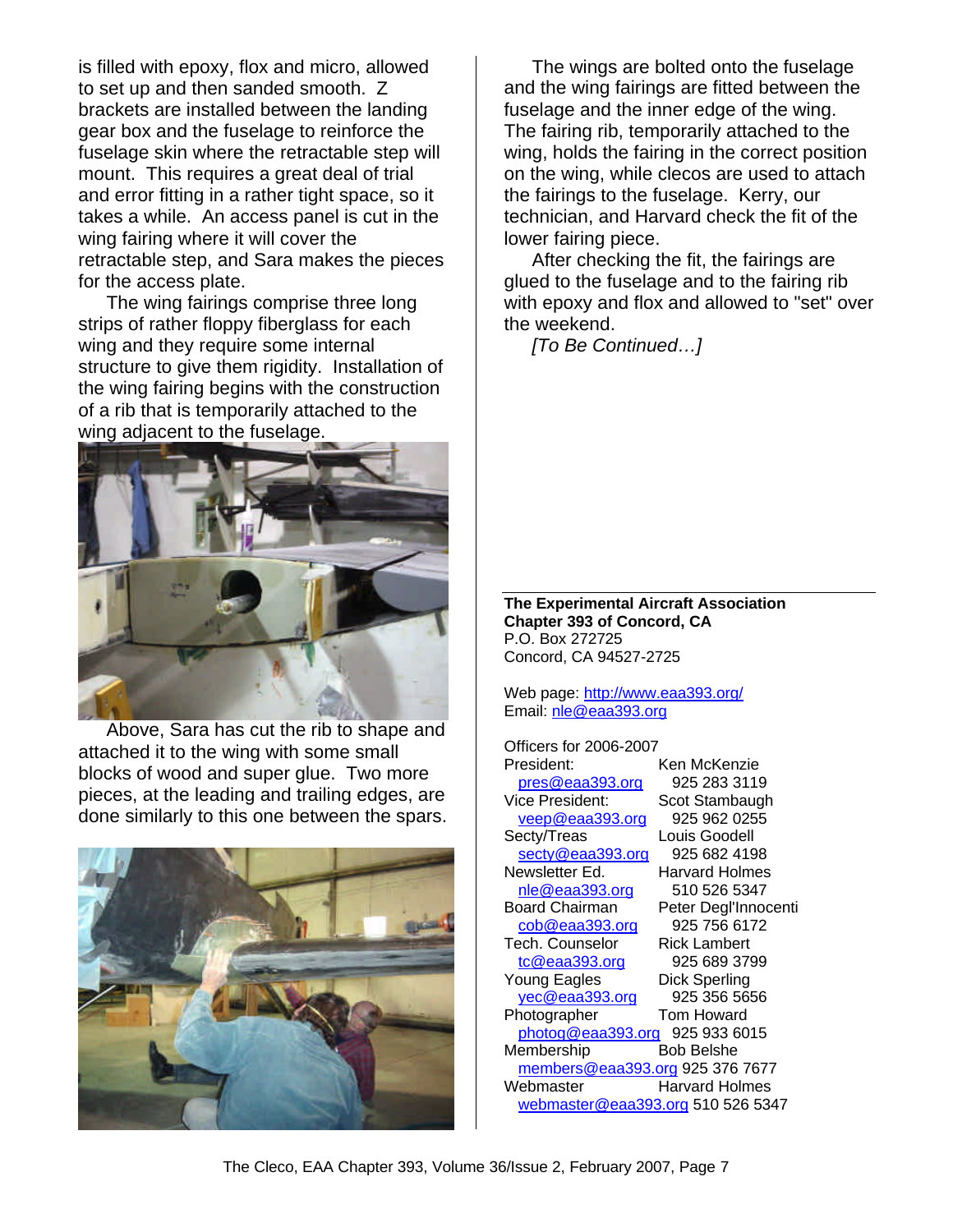is filled with epoxy, flox and micro, allowed to set up and then sanded smooth. Z brackets are installed between the landing gear box and the fuselage to reinforce the fuselage skin where the retractable step will mount. This requires a great deal of trial and error fitting in a rather tight space, so it takes a while. An access panel is cut in the wing fairing where it will cover the retractable step, and Sara makes the pieces for the access plate.

The wing fairings comprise three long strips of rather floppy fiberglass for each wing and they require some internal structure to give them rigidity. Installation of the wing fairing begins with the construction of a rib that is temporarily attached to the wing adjacent to the fuselage.

Above, Sara has cut the rib to shape and attached it to the wing with some small blocks of wood and super glue. Two more pieces, at the leading and trailing edges, are done similarly to this one between the spars.

The wings are bolted onto the fuselage and the wing fairings are fitted between the fuselage and the inner edge of the wing. The fairing rib, temporarily attached to the wing, holds the fairing in the correct position on the wing, while clecos are used to attach the fairings to the fuselage. Kerry, our technician, and Harvard check the fit of the lower fairing piece.

After checking the fit, the fairings are glued to the fuselage and to the fairing rib with epoxy and flox and allowed to "set" over the weekend.

*[To Be Continued…]*

---

**The Experimental Aircraft Association**
**Chapter 393 of Concord, CA**
P.O. Box 272725
Concord, CA 94527-2725

Web page: http://www.eaa393.org/
Email: nle@eaa393.org

Officers for 2006-2007

| Position | Name / Phone |
|---|---|
| President: pres@eaa393.org | Ken McKenzie 925 283 3119 |
| Vice President: veep@eaa393.org | Scot Stambaugh 925 962 0255 |
| Secty/Treas secty@eaa393.org | Louis Goodell 925 682 4198 |
| Newsletter Ed. nle@eaa393.org | Harvard Holmes 510 526 5347 |
| Board Chairman cob@eaa393.org | Peter Degl'Innocenti 925 756 6172 |
| Tech. Counselor tc@eaa393.org | Rick Lambert 925 689 3799 |
| Young Eagles yec@eaa393.org | Dick Sperling 925 356 5656 |
| Photographer photog@eaa393.org | Tom Howard 925 933 6015 |
| Membership members@eaa393.org | Bob Belshe 925 376 7677 |
| Webmaster webmaster@eaa393.org | Harvard Holmes 510 526 5347 |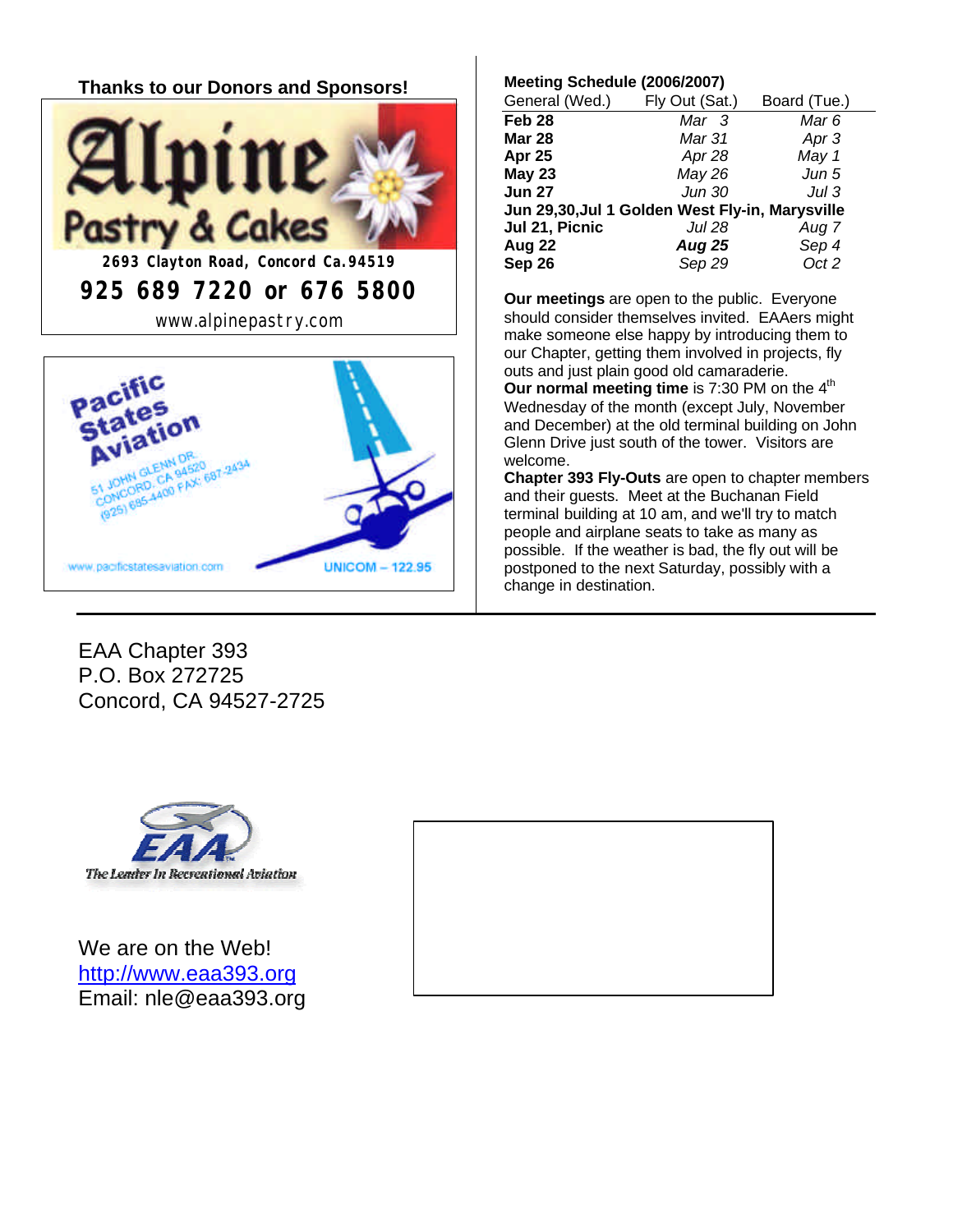**Thanks to our Donors and Sponsors!**

Alpine Pastry & Cakes

2693 Clayton Road, Concord Ca.94519

925 689 7220 or 676 5800

www.alpinepastry.com

Pacific States Aviation

51 JOHN GLENN DR.
CONCORD, CA 94520
(925) 685-4400 FAX: 687-2434

www.pacificstatesaviation.com

UNICOM – 122.95

**Meeting Schedule (2006/2007)**

| General (Wed.) | Fly Out (Sat.) | Board (Tue.) |
|---|---|---|
| **Feb 28** | *Mar 3* | *Mar 6* |
| **Mar 28** | *Mar 31* | *Apr 3* |
| **Apr 25** | *Apr 28* | *May 1* |
| **May 23** | *May 26* | *Jun 5* |
| **Jun 27** | *Jun 30* | *Jul 3* |
| **Jun 29,30,Jul 1 Golden West Fly-in, Marysville** | | |
| **Jul 21, Picnic** | *Jul 28* | *Aug 7* |
| **Aug 22** | ***Aug 25*** | *Sep 4* |
| **Sep 26** | *Sep 29* | *Oct 2* |

**Our meetings** are open to the public. Everyone should consider themselves invited. EAAers might make someone else happy by introducing them to our Chapter, getting them involved in projects, fly outs and just plain good old camaraderie.
**Our normal meeting time** is 7:30 PM on the 4th Wednesday of the month (except July, November and December) at the old terminal building on John Glenn Drive just south of the tower. Visitors are welcome.
**Chapter 393 Fly-Outs** are open to chapter members and their guests. Meet at the Buchanan Field terminal building at 10 am, and we'll try to match people and airplane seats to take as many as possible. If the weather is bad, the fly out will be postponed to the next Saturday, possibly with a change in destination.

EAA Chapter 393
P.O. Box 272725
Concord, CA 94527-2725

EAA
The Leader In Recreational Aviation

We are on the Web!
http://www.eaa393.org
Email: nle@eaa393.org